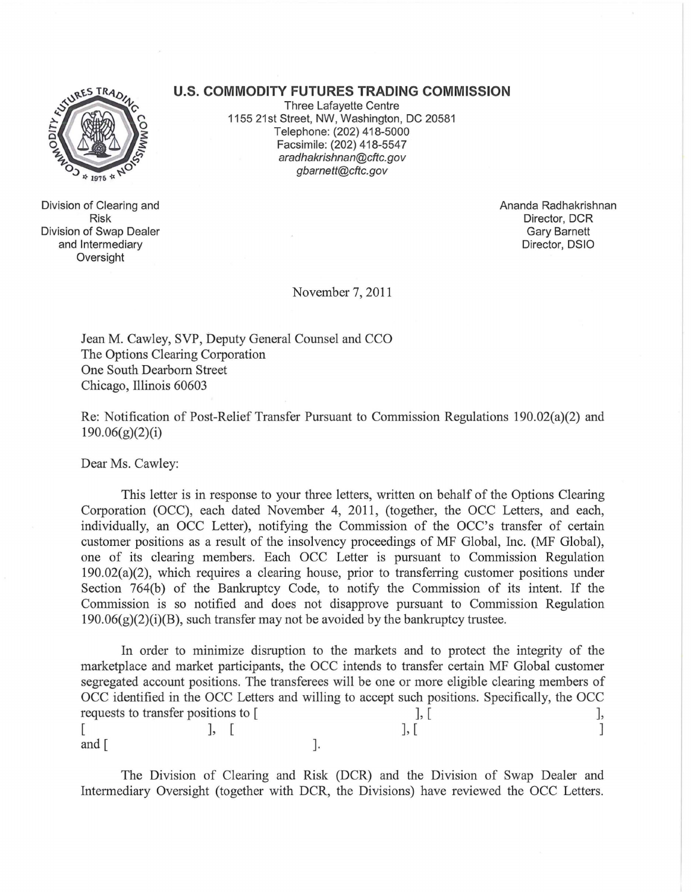# U.S. COMMODITY FUTURES TRADING COMMISSION

Three Lafayette Centre
1155 21st Street, NW, Washington, DC 20581
Telephone: (202) 418-5000
Facsimile: (202) 418-5547
*aradhakrishnan@cftc.gov*
*gbarnett@cftc.gov*

Division of Clearing and Risk
Division of Swap Dealer and Intermediary Oversight

Ananda Radhakrishnan
Director, DCR
Gary Barnett
Director, DSIO

November 7, 2011

Jean M. Cawley, SVP, Deputy General Counsel and CCO
The Options Clearing Corporation
One South Dearborn Street
Chicago, Illinois 60603

Re: Notification of Post-Relief Transfer Pursuant to Commission Regulations 190.02(a)(2) and 190.06(g)(2)(i)

Dear Ms. Cawley:

This letter is in response to your three letters, written on behalf of the Options Clearing Corporation (OCC), each dated November 4, 2011, (together, the OCC Letters, and each, individually, an OCC Letter), notifying the Commission of the OCC's transfer of certain customer positions as a result of the insolvency proceedings of MF Global, Inc. (MF Global), one of its clearing members. Each OCC Letter is pursuant to Commission Regulation 190.02(a)(2), which requires a clearing house, prior to transferring customer positions under Section 764(b) of the Bankruptcy Code, to notify the Commission of its intent. If the Commission is so notified and does not disapprove pursuant to Commission Regulation 190.06(g)(2)(i)(B), such transfer may not be avoided by the bankruptcy trustee.

In order to minimize disruption to the markets and to protect the integrity of the marketplace and market participants, the OCC intends to transfer certain MF Global customer segregated account positions. The transferees will be one or more eligible clearing members of OCC identified in the OCC Letters and willing to accept such positions. Specifically, the OCC requests to transfer positions to [ ], [ ], [ ], [ ], [ ] and [ ].

The Division of Clearing and Risk (DCR) and the Division of Swap Dealer and Intermediary Oversight (together with DCR, the Divisions) have reviewed the OCC Letters.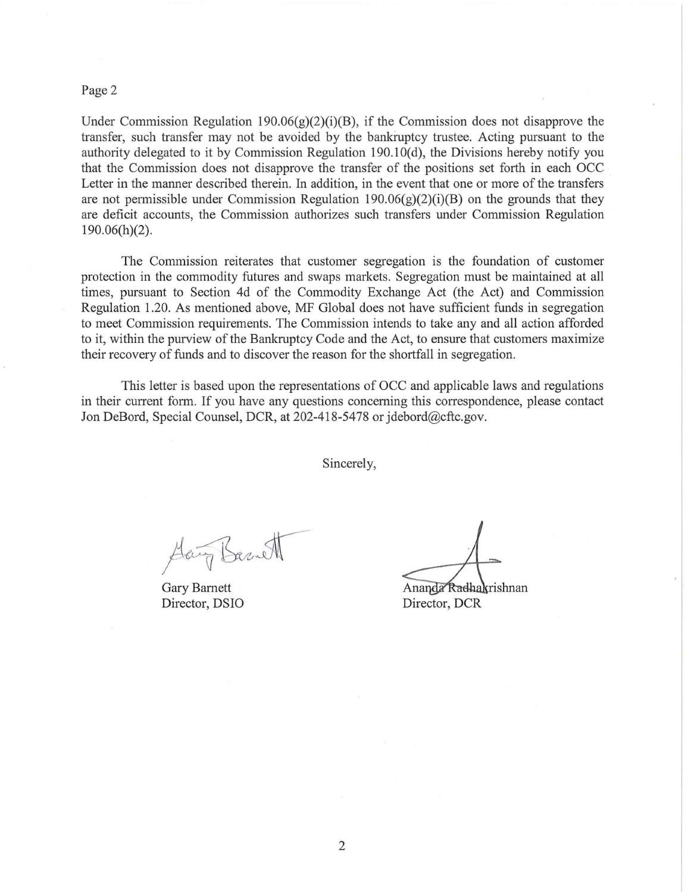Under Commission Regulation 190.06(g)(2)(i)(B), if the Commission does not disapprove the transfer, such transfer may not be avoided by the bankruptcy trustee. Acting pursuant to the authority delegated to it by Commission Regulation 190.10(d), the Divisions hereby notify you that the Commission does not disapprove the transfer of the positions set forth in each OCC Letter in the manner described therein. In addition, in the event that one or more of the transfers are not permissible under Commission Regulation 190.06(g)(2)(i)(B) on the grounds that they are deficit accounts, the Commission authorizes such transfers under Commission Regulation 190.06(h)(2).

The Commission reiterates that customer segregation is the foundation of customer protection in the commodity futures and swaps markets. Segregation must be maintained at all times, pursuant to Section 4d of the Commodity Exchange Act (the Act) and Commission Regulation 1.20. As mentioned above, MF Global does not have sufficient funds in segregation to meet Commission requirements. The Commission intends to take any and all action afforded to it, within the purview of the Bankruptcy Code and the Act, to ensure that customers maximize their recovery of funds and to discover the reason for the shortfall in segregation.

This letter is based upon the representations of OCC and applicable laws and regulations in their current form. If you have any questions concerning this correspondence, please contact Jon DeBord, Special Counsel, DCR, at 202-418-5478 or jdebord@cftc.gov.

Sincerely,

Gary Barnett
Director, DSIO

Ananda Radhakrishnan
Director, DCR